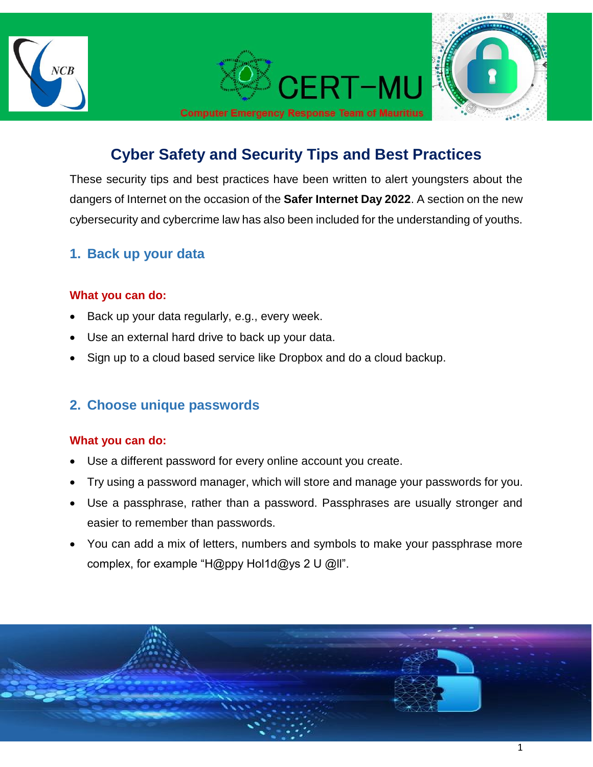CERT-MU

Computer Emergency Response Team of Mauritius

# Cyber Safety and Security Tips and Best Practices

These security tips and best practices have been written to alert youngsters about the dangers of Internet on the occasion of the **Safer Internet Day 2022**. A section on the new cybersecurity and cybercrime law has also been included for the understanding of youths.

## 1. Back up your data

**What you can do:**

- Back up your data regularly, e.g., every week.
- Use an external hard drive to back up your data.
- Sign up to a cloud based service like Dropbox and do a cloud backup.

## 2. Choose unique passwords

**What you can do:**

- Use a different password for every online account you create.
- Try using a password manager, which will store and manage your passwords for you.
- Use a passphrase, rather than a password. Passphrases are usually stronger and easier to remember than passwords.
- You can add a mix of letters, numbers and symbols to make your passphrase more complex, for example "H@ppy Hol1d@ys 2 U @ll".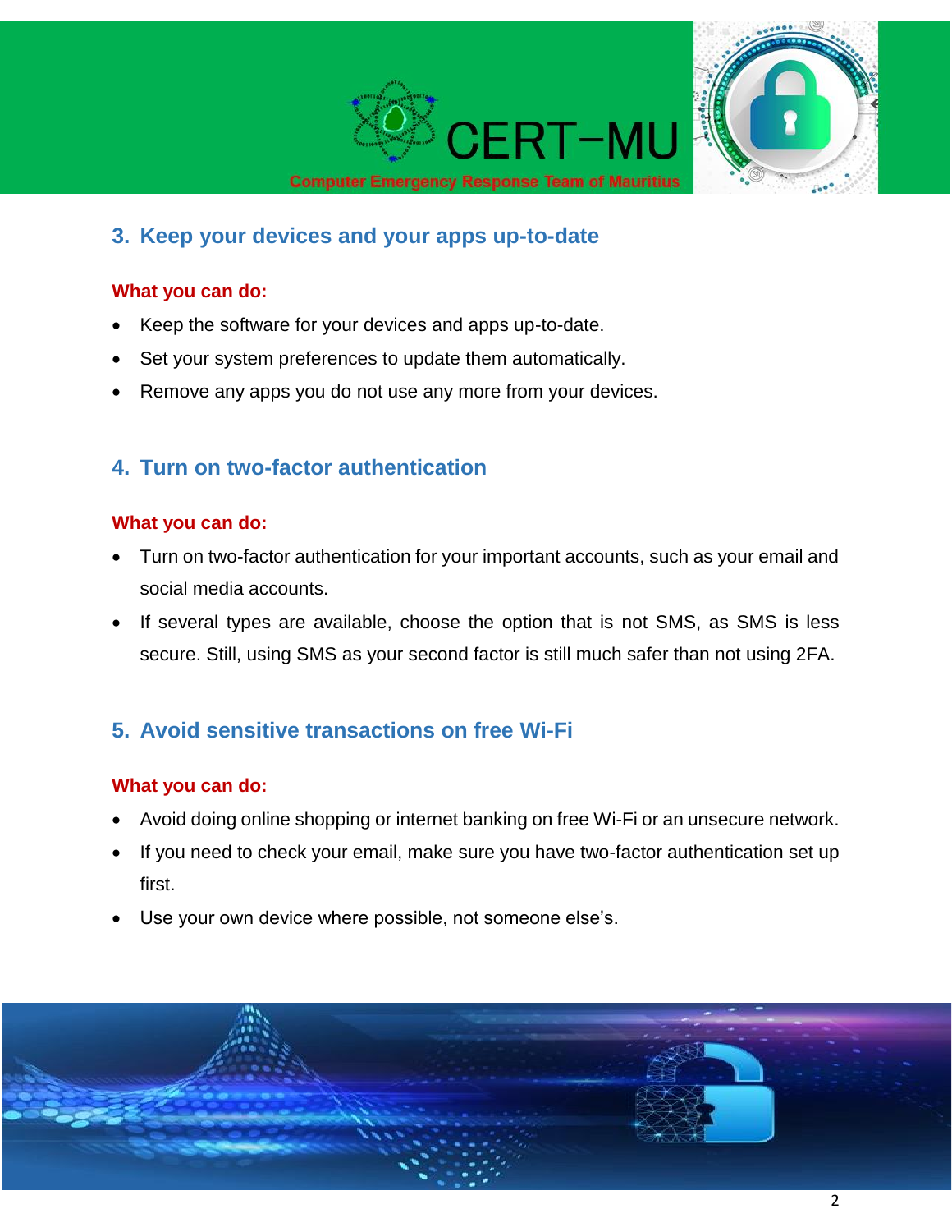## 3. Keep your devices and your apps up-to-date

**What you can do:**

- Keep the software for your devices and apps up-to-date.
- Set your system preferences to update them automatically.
- Remove any apps you do not use any more from your devices.

## 4. Turn on two-factor authentication

**What you can do:**

- Turn on two-factor authentication for your important accounts, such as your email and social media accounts.
- If several types are available, choose the option that is not SMS, as SMS is less secure. Still, using SMS as your second factor is still much safer than not using 2FA.

## 5. Avoid sensitive transactions on free Wi-Fi

**What you can do:**

- Avoid doing online shopping or internet banking on free Wi-Fi or an unsecure network.
- If you need to check your email, make sure you have two-factor authentication set up first.
- Use your own device where possible, not someone else's.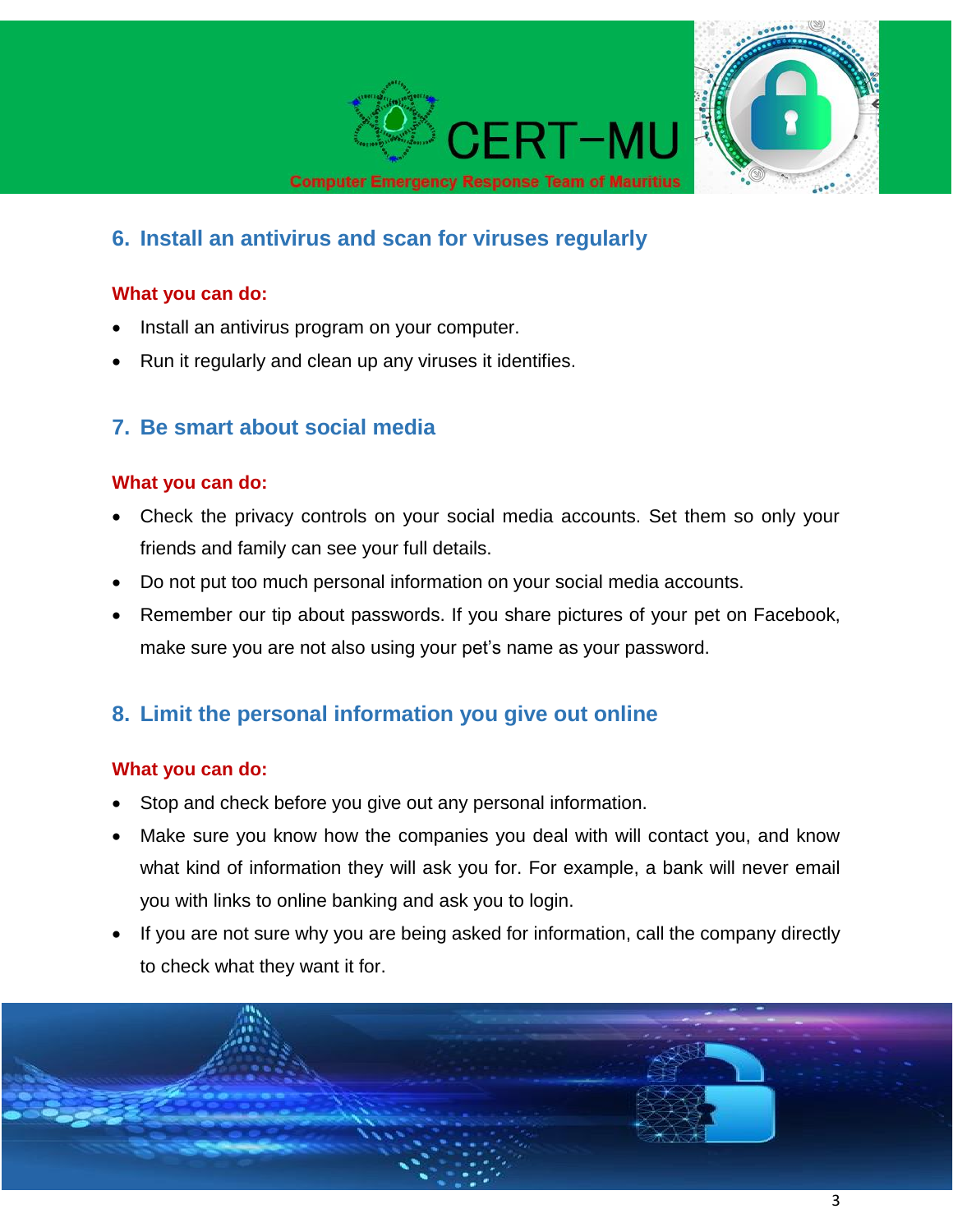## 6. Install an antivirus and scan for viruses regularly

**What you can do:**

- Install an antivirus program on your computer.
- Run it regularly and clean up any viruses it identifies.

## 7. Be smart about social media

**What you can do:**

- Check the privacy controls on your social media accounts. Set them so only your friends and family can see your full details.
- Do not put too much personal information on your social media accounts.
- Remember our tip about passwords. If you share pictures of your pet on Facebook, make sure you are not also using your pet's name as your password.

## 8. Limit the personal information you give out online

**What you can do:**

- Stop and check before you give out any personal information.
- Make sure you know how the companies you deal with will contact you, and know what kind of information they will ask you for. For example, a bank will never email you with links to online banking and ask you to login.
- If you are not sure why you are being asked for information, call the company directly to check what they want it for.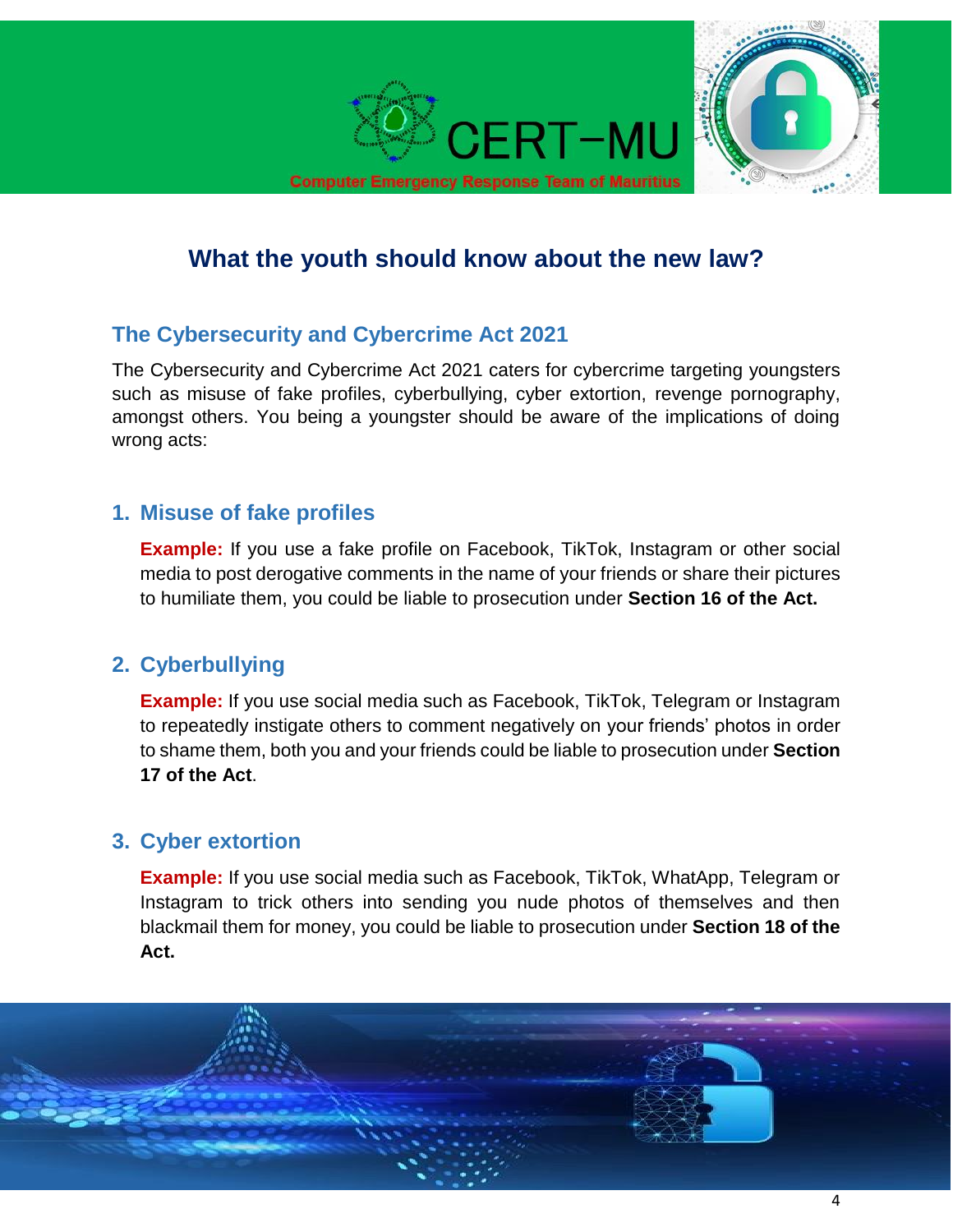# What the youth should know about the new law?

## The Cybersecurity and Cybercrime Act 2021

The Cybersecurity and Cybercrime Act 2021 caters for cybercrime targeting youngsters such as misuse of fake profiles, cyberbullying, cyber extortion, revenge pornography, amongst others. You being a youngster should be aware of the implications of doing wrong acts:

### 1. Misuse of fake profiles

**Example:** If you use a fake profile on Facebook, TikTok, Instagram or other social media to post derogative comments in the name of your friends or share their pictures to humiliate them, you could be liable to prosecution under **Section 16 of the Act.**

### 2. Cyberbullying

**Example:** If you use social media such as Facebook, TikTok, Telegram or Instagram to repeatedly instigate others to comment negatively on your friends' photos in order to shame them, both you and your friends could be liable to prosecution under **Section 17 of the Act**.

### 3. Cyber extortion

**Example:** If you use social media such as Facebook, TikTok, WhatApp, Telegram or Instagram to trick others into sending you nude photos of themselves and then blackmail them for money, you could be liable to prosecution under **Section 18 of the Act.**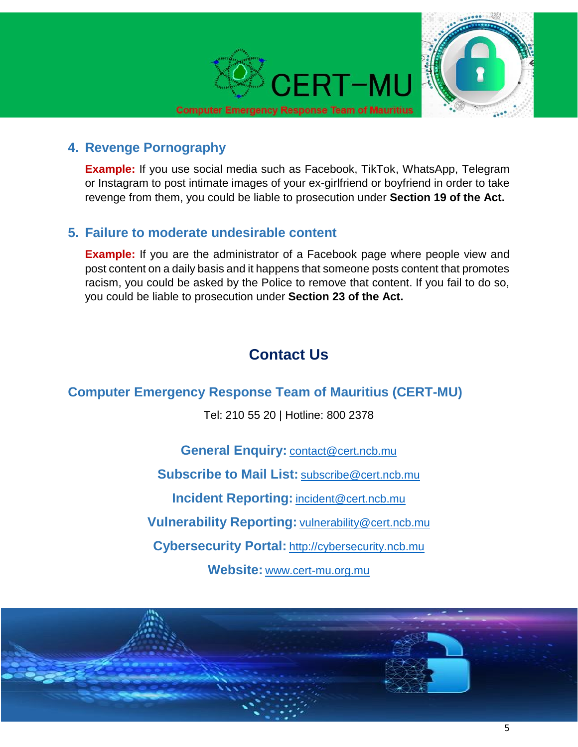### 4. Revenge Pornography

**Example:** If you use social media such as Facebook, TikTok, WhatsApp, Telegram or Instagram to post intimate images of your ex-girlfriend or boyfriend in order to take revenge from them, you could be liable to prosecution under **Section 19 of the Act.**

### 5. Failure to moderate undesirable content

**Example:** If you are the administrator of a Facebook page where people view and post content on a daily basis and it happens that someone posts content that promotes racism, you could be asked by the Police to remove that content. If you fail to do so, you could be liable to prosecution under **Section 23 of the Act.**

## Contact Us

### Computer Emergency Response Team of Mauritius (CERT-MU)

Tel: 210 55 20 | Hotline: 800 2378

**General Enquiry:** contact@cert.ncb.mu

**Subscribe to Mail List:** subscribe@cert.ncb.mu

**Incident Reporting:** incident@cert.ncb.mu

**Vulnerability Reporting:** vulnerability@cert.ncb.mu

**Cybersecurity Portal:** http://cybersecurity.ncb.mu

**Website:** www.cert-mu.org.mu